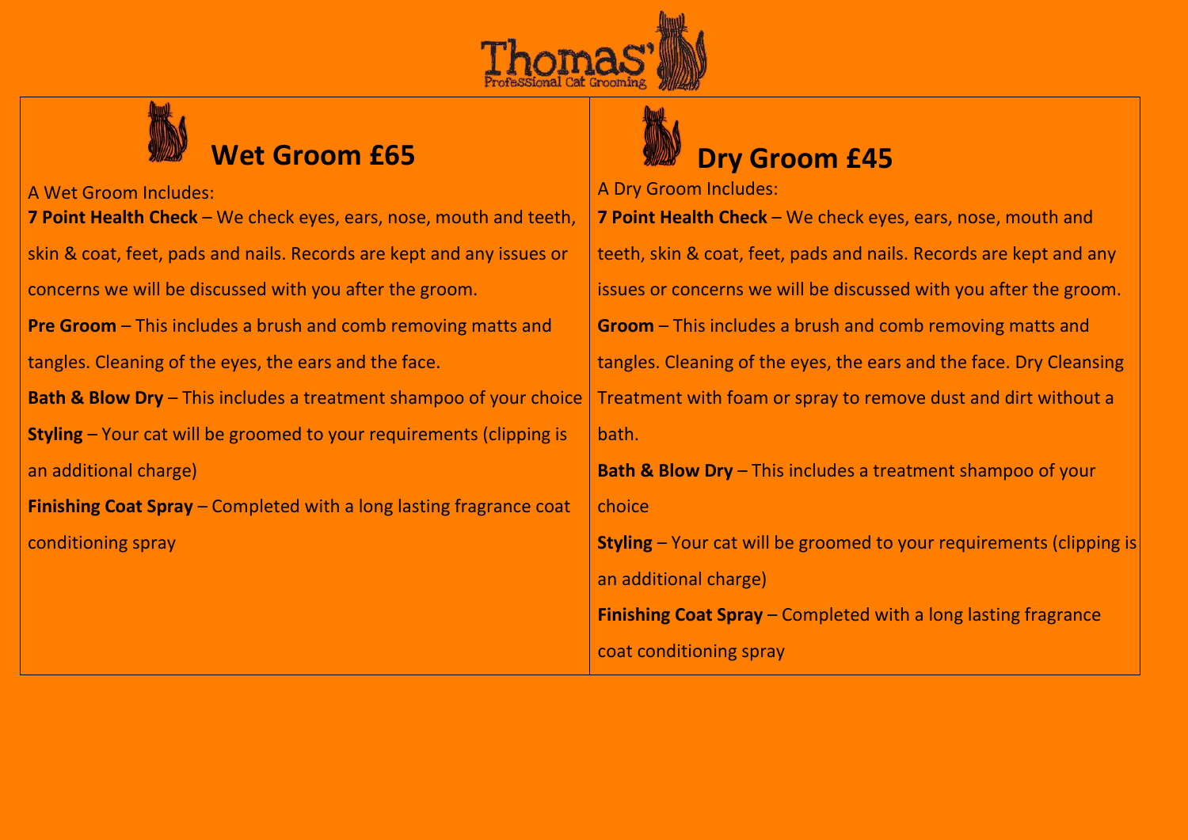# Thomas' Professional Cat Grooming

## Wet Groom £65

A Wet Groom Includes:

**7 Point Health Check** – We check eyes, ears, nose, mouth and teeth, skin & coat, feet, pads and nails. Records are kept and any issues or concerns we will be discussed with you after the groom.

**Pre Groom** – This includes a brush and comb removing matts and tangles. Cleaning of the eyes, the ears and the face.

**Bath & Blow Dry** – This includes a treatment shampoo of your choice

**Styling** – Your cat will be groomed to your requirements (clipping is an additional charge)

**Finishing Coat Spray** – Completed with a long lasting fragrance coat conditioning spray

## Dry Groom £45

A Dry Groom Includes:

**7 Point Health Check** – We check eyes, ears, nose, mouth and teeth, skin & coat, feet, pads and nails. Records are kept and any issues or concerns we will be discussed with you after the groom.

**Groom** – This includes a brush and comb removing matts and tangles. Cleaning of the eyes, the ears and the face. Dry Cleansing Treatment with foam or spray to remove dust and dirt without a bath.

**Bath & Blow Dry** – This includes a treatment shampoo of your choice

**Styling** – Your cat will be groomed to your requirements (clipping is an additional charge)

**Finishing Coat Spray** – Completed with a long lasting fragrance coat conditioning spray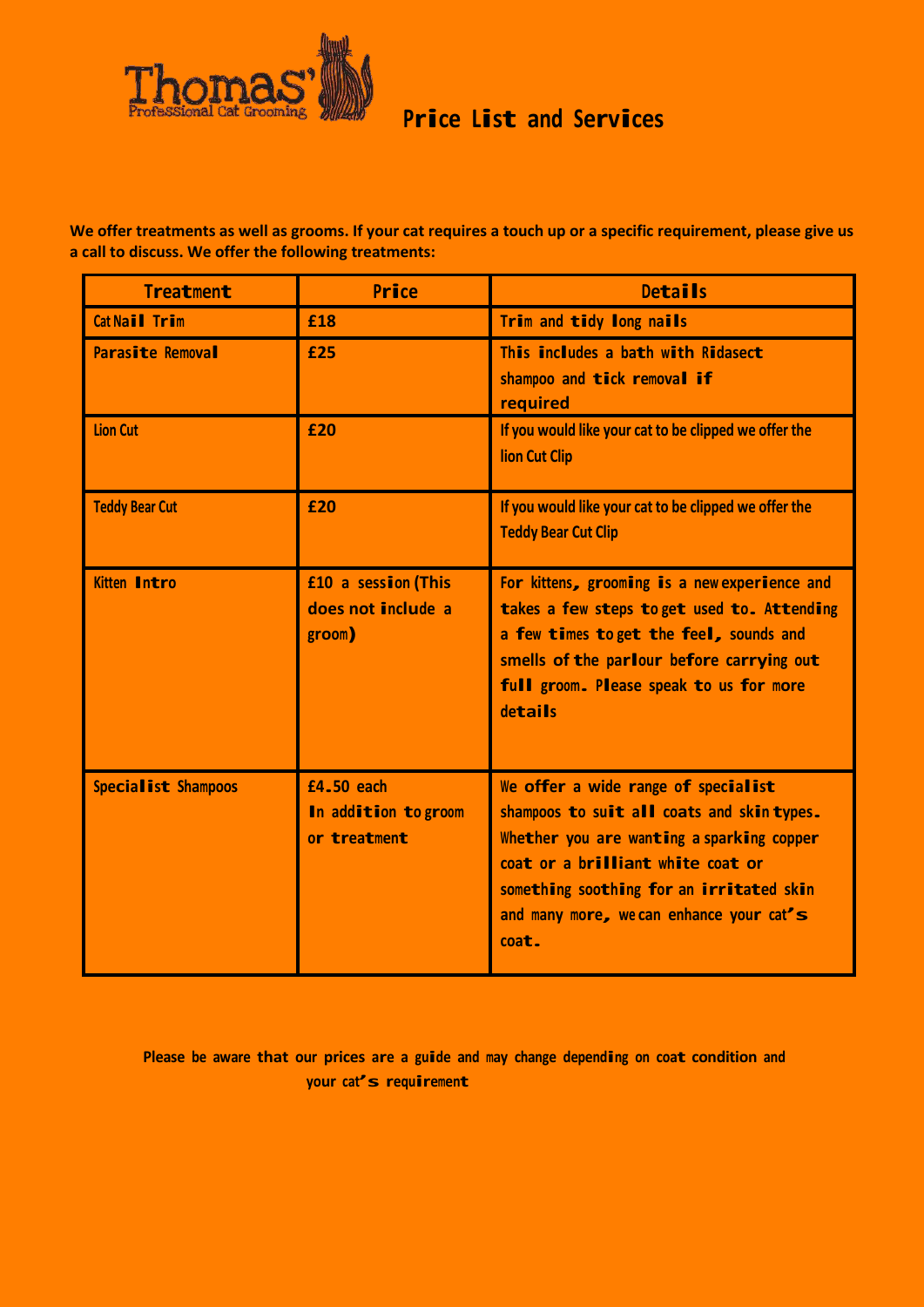Thomas' Professional Cat Grooming

# Price List and Services

**We offer treatments as well as grooms. If your cat requires a touch up or a specific requirement, please give us a call to discuss. We offer the following treatments:**

| Treatment | Price | Details |
|---|---|---|
| Cat Nail Trim | £18 | Trim and tidy long nails |
| Parasite Removal | £25 | This includes a bath with Ridasect shampoo and tick removal if required |
| Lion Cut | £20 | If you would like your cat to be clipped we offer the lion Cut Clip |
| Teddy Bear Cut | £20 | If you would like your cat to be clipped we offer the Teddy Bear Cut Clip |
| Kitten Intro | £10 a session (This does not include a groom) | For kittens, grooming is a new experience and takes a few steps to get used to. Attending a few times to get the feel, sounds and smells of the parlour before carrying out full groom. Please speak to us for more details |
| Specialist Shampoos | £4.50 each In addition to groom or treatment | We offer a wide range of specialist shampoos to suit all coats and skin types. Whether you are wanting a sparking copper coat or a brilliant white coat or something soothing for an irritated skin and many more, we can enhance your cat's coat. |

**Please be aware that our prices are a guide and may change depending on coat condition and your cat's requirement**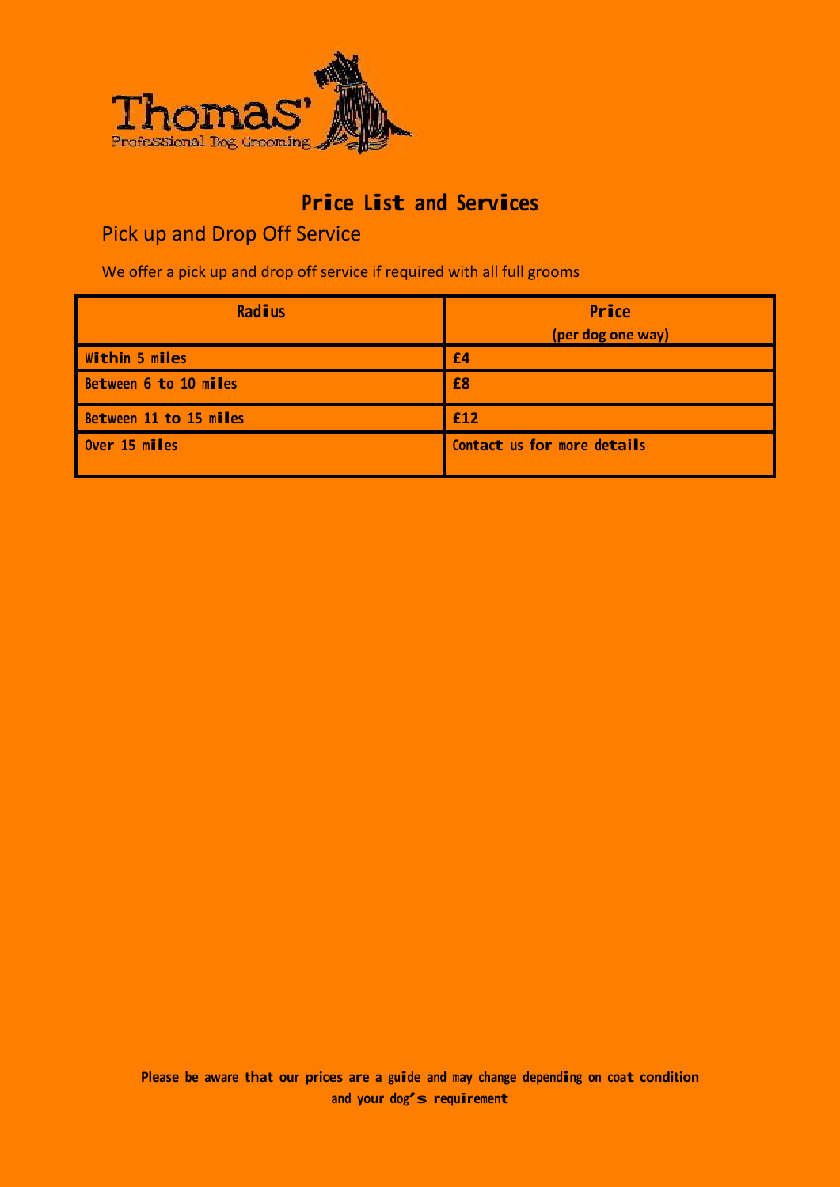Thomas'
Professional Dog Grooming

# Price List and Services

## Pick up and Drop Off Service

We offer a pick up and drop off service if required with all full grooms

| Radius | Price (per dog one way) |
|---|---|
| Within 5 miles | £4 |
| Between 6 to 10 miles | £8 |
| Between 11 to 15 miles | £12 |
| Over 15 miles | Contact us for more details |

**Please be aware that our prices are a guide and may change depending on coat condition and your dog's requirement**